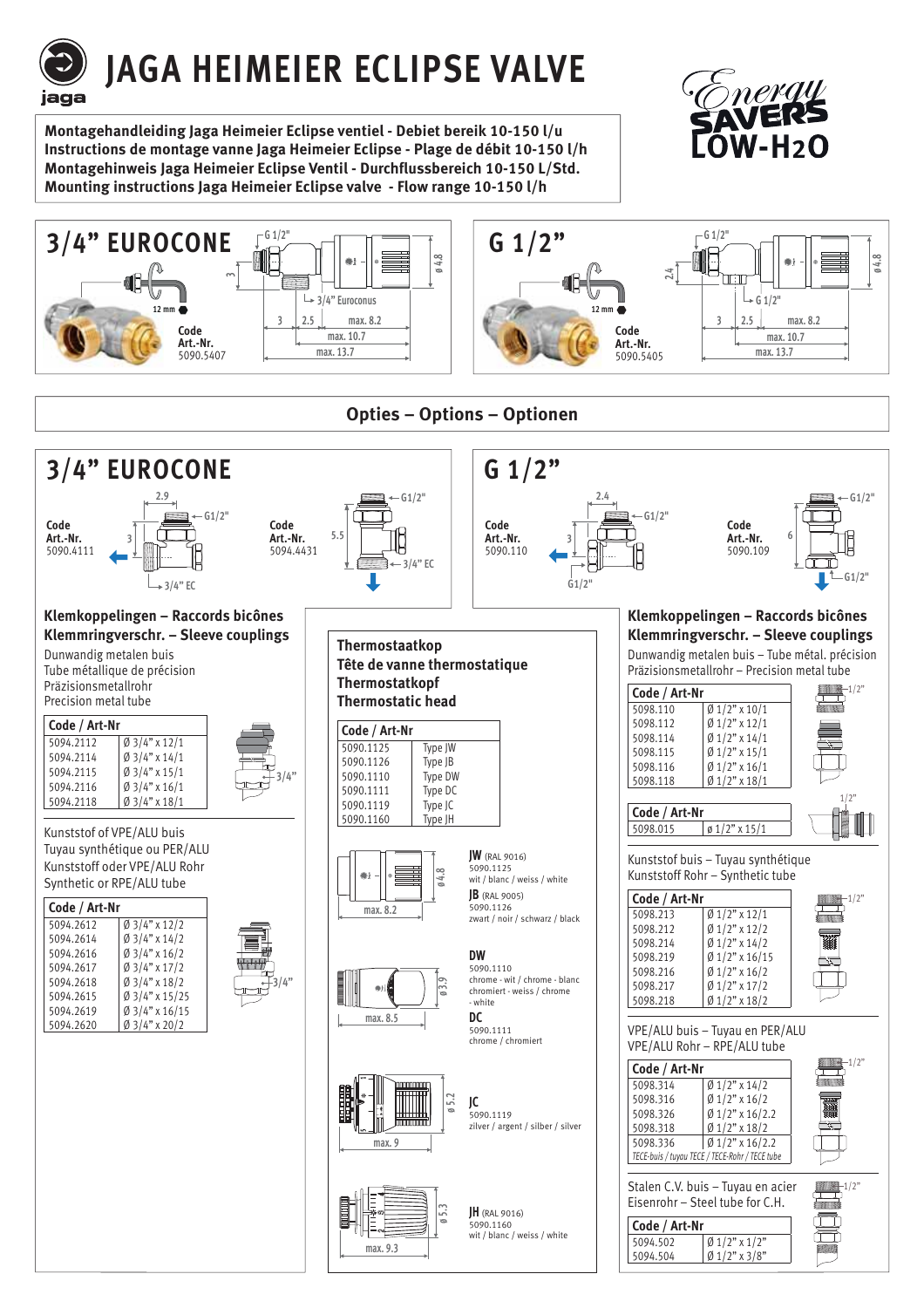# JAGA HEIMEIER ECLIPSE VALVE

**Montagehandleiding Jaga Heimeier Eclipse ventiel - Debiet bereik 10-150 l/u**
**Instructions de montage vanne Jaga Heimeier Eclipse - Plage de débit 10-150 l/h**
**Montagehinweis Jaga Heimeier Eclipse Ventil - Durchflussbereich 10-150 L/Std.**
**Mounting instructions Jaga Heimeier Eclipse valve - Flow range 10-150 l/h**

Energy SAVERS LOW-H2O

## 3/4" EUROCONE

Code
Art.-Nr.
5090.5407

G 1/2" — 3/4" Euroconus — 12 mm — 3 — 3 — 2.5 — max. 8.2 — max. 10.7 — max. 13.7 — ø 4.8

## G 1/2"

Code
Art.-Nr.
5090.5405

G 1/2" — G 1/2" — 12 mm — 2.4 — 3 — 2.5 — max. 8.2 — max. 10.7 — max. 13.7 — ø 4.8

## Opties – Options – Optionen

## 3/4" EUROCONE

Code
Art.-Nr.
5090.4111

2.9 — G1/2" — 3 — 3/4" EC

Code
Art.-Nr.
5094.4431

G1/2" — 5.5 — 3/4" EC

### Klemkoppelingen – Raccords bicônes
### Klemmringverschr. – Sleeve couplings

Dunwandig metalen buis
Tube métallique de précision
Präzisionsmetallrohr
Precision metal tube

| Code / Art-Nr | |
|---|---|
| 5094.2112 | Ø 3/4" x 12/1 |
| 5094.2114 | Ø 3/4" x 14/1 |
| 5094.2115 | Ø 3/4" x 15/1 |
| 5094.2116 | Ø 3/4" x 16/1 |
| 5094.2118 | Ø 3/4" x 18/1 |

3/4"

Kunststof of VPE/ALU buis
Tuyau synthétique ou PER/ALU
Kunststoff oder VPE/ALU Rohr
Synthetic or RPE/ALU tube

| Code / Art-Nr | |
|---|---|
| 5094.2612 | Ø 3/4" x 12/2 |
| 5094.2614 | Ø 3/4" x 14/2 |
| 5094.2616 | Ø 3/4" x 16/2 |
| 5094.2617 | Ø 3/4" x 17/2 |
| 5094.2618 | Ø 3/4" x 18/2 |
| 5094.2615 | Ø 3/4" x 15/25 |
| 5094.2619 | Ø 3/4" x 16/15 |
| 5094.2620 | Ø 3/4" x 20/2 |

3/4"

### Thermostaatkop
### Tête de vanne thermostatique
### Thermostatkopf
### Thermostatic head

| Code / Art-Nr | |
|---|---|
| 5090.1125 | Type JW |
| 5090.1126 | Type JB |
| 5090.1110 | Type DW |
| 5090.1111 | Type DC |
| 5090.1119 | Type JC |
| 5090.1160 | Type JH |

max. 8.2 — ø 4.8

**JW** (RAL 9016)
5090.1125
wit / blanc / weiss / white

**JB** (RAL 9005)
5090.1126
zwart / noir / schwarz / black

max. 8.5 — ø 3.9

**DW**
5090.1110
chrome - wit / chrome - blanc
chromiert - weiss / chrome
- white

**DC**
5090.1111
chrome / chromiert

max. 9 — ø 5.2

**JC**
5090.1119
zilver / argent / silber / silver

max. 9.3 — ø 5.3

**JH** (RAL 9016)
5090.1160
wit / blanc / weiss / white

## G 1/2"

Code
Art.-Nr.
5090.110

2.4 — G1/2" — 3 — G1/2"

Code
Art.-Nr.
5090.109

G1/2" — 6 — G1/2"

### Klemkoppelingen – Raccords bicônes
### Klemmringverschr. – Sleeve couplings

Dunwandig metalen buis – Tube métal. précision
Präzisionsmetallrohr – Precision metal tube

| Code / Art-Nr | |
|---|---|
| 5098.110 | Ø 1/2" x 10/1 |
| 5098.112 | Ø 1/2" x 12/1 |
| 5098.114 | Ø 1/2" x 14/1 |
| 5098.115 | Ø 1/2" x 15/1 |
| 5098.116 | Ø 1/2" x 16/1 |
| 5098.118 | Ø 1/2" x 18/1 |

1/2"

| Code / Art-Nr | |
|---|---|
| 5098.015 | ø 1/2" x 15/1 |

1/2"

Kunststof buis – Tuyau synthétique
Kunststoff Rohr – Synthetic tube

| Code / Art-Nr | |
|---|---|
| 5098.213 | Ø 1/2" x 12/1 |
| 5098.212 | Ø 1/2" x 12/2 |
| 5098.214 | Ø 1/2" x 14/2 |
| 5098.219 | Ø 1/2" x 16/15 |
| 5098.216 | Ø 1/2" x 16/2 |
| 5098.217 | Ø 1/2" x 17/2 |
| 5098.218 | Ø 1/2" x 18/2 |

1/2"

VPE/ALU buis – Tuyau en PER/ALU
VPE/ALU Rohr – RPE/ALU tube

| Code / Art-Nr | |
|---|---|
| 5098.314 | Ø 1/2" x 14/2 |
| 5098.316 | Ø 1/2" x 16/2 |
| 5098.326 | Ø 1/2" x 16/2.2 |
| 5098.318 | Ø 1/2" x 18/2 |
| 5098.336 | Ø 1/2" x 16/2.2 |

*TECE-buis / tuyau TECE / TECE-Rohr / TECE tube*

1/2"

Stalen C.V. buis – Tuyau en acier
Eisenrohr – Steel tube for C.H.

| Code / Art-Nr | |
|---|---|
| 5094.502 | Ø 1/2" x 1/2" |
| 5094.504 | Ø 1/2" x 3/8" |

1/2"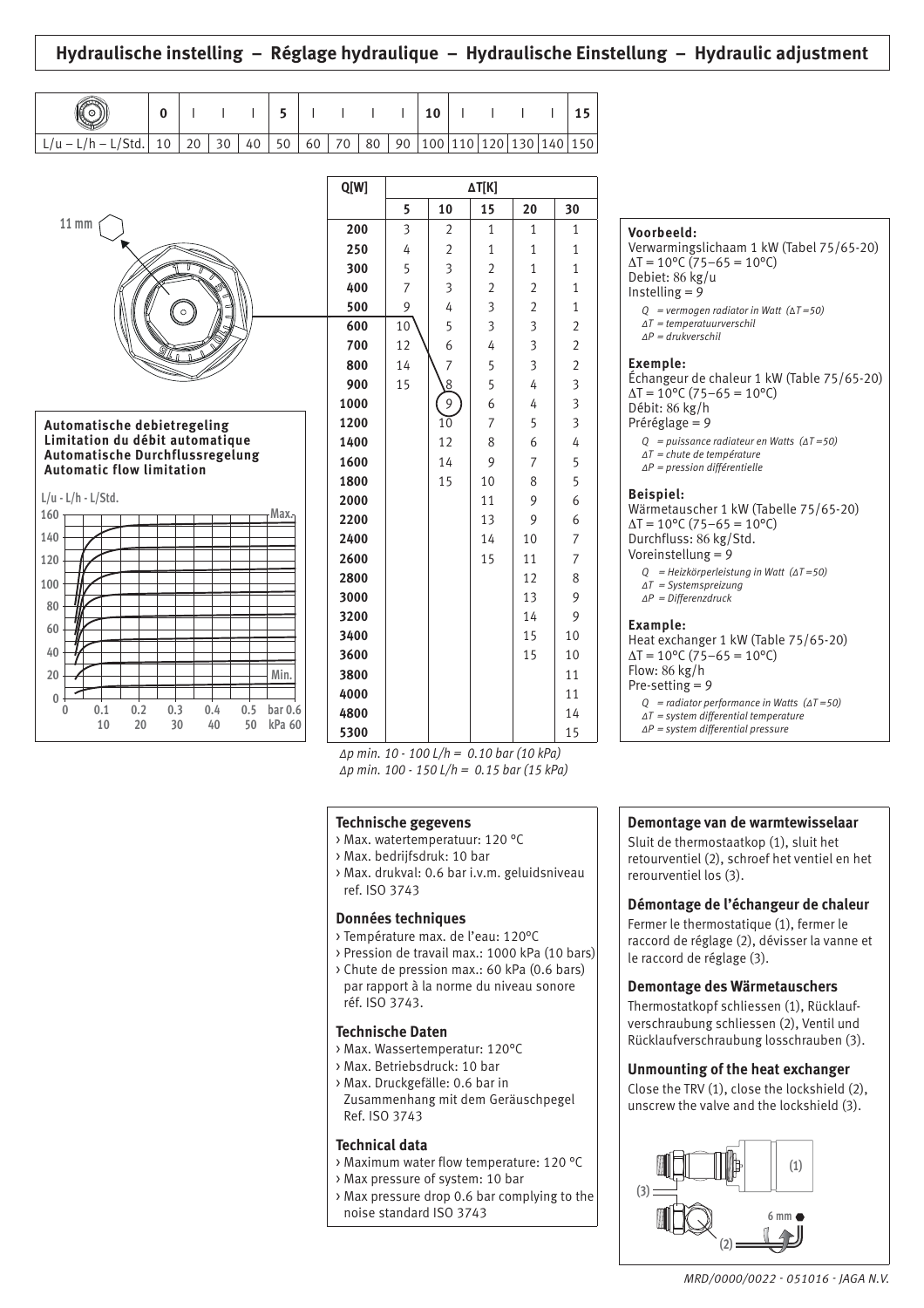# Hydraulische instelling – Réglage hydraulique – Hydraulische Einstellung – Hydraulic adjustment

| | 0 | I | I | I | 5 | I | I | I | I | 10 | I | I | I | I | 15 |
|---|---|---|---|---|---|---|---|---|---|---|---|---|---|---|---|
| L/u – L/h – L/Std. | 10 | 20 | 30 | 40 | 50 | 60 | 70 | 80 | 90 | 100 | 110 | 120 | 130 | 140 | 150 |

11 mm

| Q[W] | ΔT[K] | | | | |
|---|---|---|---|---|---|
| | 5 | 10 | 15 | 20 | 30 |
| 200 | 3 | 2 | 1 | 1 | 1 |
| 250 | 4 | 2 | 1 | 1 | 1 |
| 300 | 5 | 3 | 2 | 1 | 1 |
| 400 | 7 | 3 | 2 | 2 | 1 |
| 500 | 9 | 4 | 3 | 2 | 1 |
| 600 | 10 | 5 | 3 | 3 | 2 |
| 700 | 12 | 6 | 4 | 3 | 2 |
| 800 | 14 | 7 | 5 | 3 | 2 |
| 900 | 15 | 8 | 5 | 4 | 3 |
| 1000 | | 9 | 6 | 4 | 3 |
| 1200 | | 10 | 7 | 5 | 3 |
| 1400 | | 12 | 8 | 6 | 4 |
| 1600 | | 14 | 9 | 7 | 5 |
| 1800 | | 15 | 10 | 8 | 5 |
| 2000 | | | 11 | 9 | 6 |
| 2200 | | | 13 | 9 | 6 |
| 2400 | | | 14 | 10 | 7 |
| 2600 | | | 15 | 11 | 7 |
| 2800 | | | | 12 | 8 |
| 3000 | | | | 13 | 9 |
| 3200 | | | | 14 | 9 |
| 3400 | | | | 15 | 10 |
| 3600 | | | | 15 | 10 |
| 3800 | | | | | 11 |
| 4000 | | | | | 11 |
| 4800 | | | | | 14 |
| 5300 | | | | | 15 |

*Δp min. 10 - 100 L/h = 0.10 bar (10 kPa)*
*Δp min. 100 - 150 L/h = 0.15 bar (15 kPa)*

**Automatische debietregeling**
**Limitation du débit automatique**
**Automatische Durchflussregelung**
**Automatic flow limitation**

L/u - L/h - L/Std.
160
140
120
100
80
60
40
20
0
Max.
Min.
0 0.1 0.2 0.3 0.4 0.5 bar 0.6
10 20 30 40 50 kPa 60

**Voorbeeld:**
Verwarmingslichaam 1 kW (Tabel 75/65-20)
ΔT = 10°C (75–65 = 10°C)
Debiet: 86 kg/u
Instelling = 9

*Q = vermogen radiator in Watt (ΔT =50)*
*ΔT = temperatuurverschil*
*ΔP = drukverschil*

**Exemple:**
Échangeur de chaleur 1 kW (Table 75/65-20)
ΔT = 10°C (75–65 = 10°C)
Débit: 86 kg/h
Préréglage = 9

*Q = puissance radiateur en Watts (ΔT =50)*
*ΔT = chute de température*
*ΔP = pression différentielle*

**Beispiel:**
Wärmetauscher 1 kW (Tabelle 75/65-20)
ΔT = 10°C (75–65 = 10°C)
Durchfluss: 86 kg/Std.
Voreinstellung = 9

*Q = Heizkörperleistung in Watt (ΔT =50)*
*ΔT = Systemspreizung*
*ΔP = Differenzdruck*

**Example:**
Heat exchanger 1 kW (Table 75/65-20)
ΔT = 10°C (75–65 = 10°C)
Flow: 86 kg/h
Pre-setting = 9

*Q = radiator performance in Watts (ΔT =50)*
*ΔT = system differential temperature*
*ΔP = system differential pressure*

### Technische gegevens
› Max. watertemperatuur: 120 °C
› Max. bedrijfsdruk: 10 bar
› Max. drukval: 0.6 bar i.v.m. geluidsniveau ref. ISO 3743

### Données techniques
› Température max. de l'eau: 120°C
› Pression de travail max.: 1000 kPa (10 bars)
› Chute de pression max.: 60 kPa (0.6 bars) par rapport à la norme du niveau sonore réf. ISO 3743.

### Technische Daten
› Max. Wassertemperatur: 120°C
› Max. Betriebsdruck: 10 bar
› Max. Druckgefälle: 0.6 bar in Zusammenhang mit dem Geräuschpegel Ref. ISO 3743

### Technical data
› Maximum water flow temperature: 120 °C
› Max pressure of system: 10 bar
› Max pressure drop 0.6 bar complying to the noise standard ISO 3743

### Demontage van de warmtewisselaar
Sluit de thermostaatkop (1), sluit het retourventiel (2), schroef het ventiel en het rerourventiel los (3).

### Démontage de l'échangeur de chaleur
Fermer le thermostatique (1), fermer le raccord de réglage (2), dévisser la vanne et le raccord de réglage (3).

### Demontage des Wärmetauschers
Thermostatkopf schliessen (1), Rücklaufverschraubung schliessen (2), Ventil und Rücklaufverschraubung losschrauben (3).

### Unmounting of the heat exchanger
Close the TRV (1), close the lockshield (2), unscrew the valve and the lockshield (3).

(1)
(3)
6 mm
(2)

MRD/0000/0022 - 051016 - JAGA N.V.